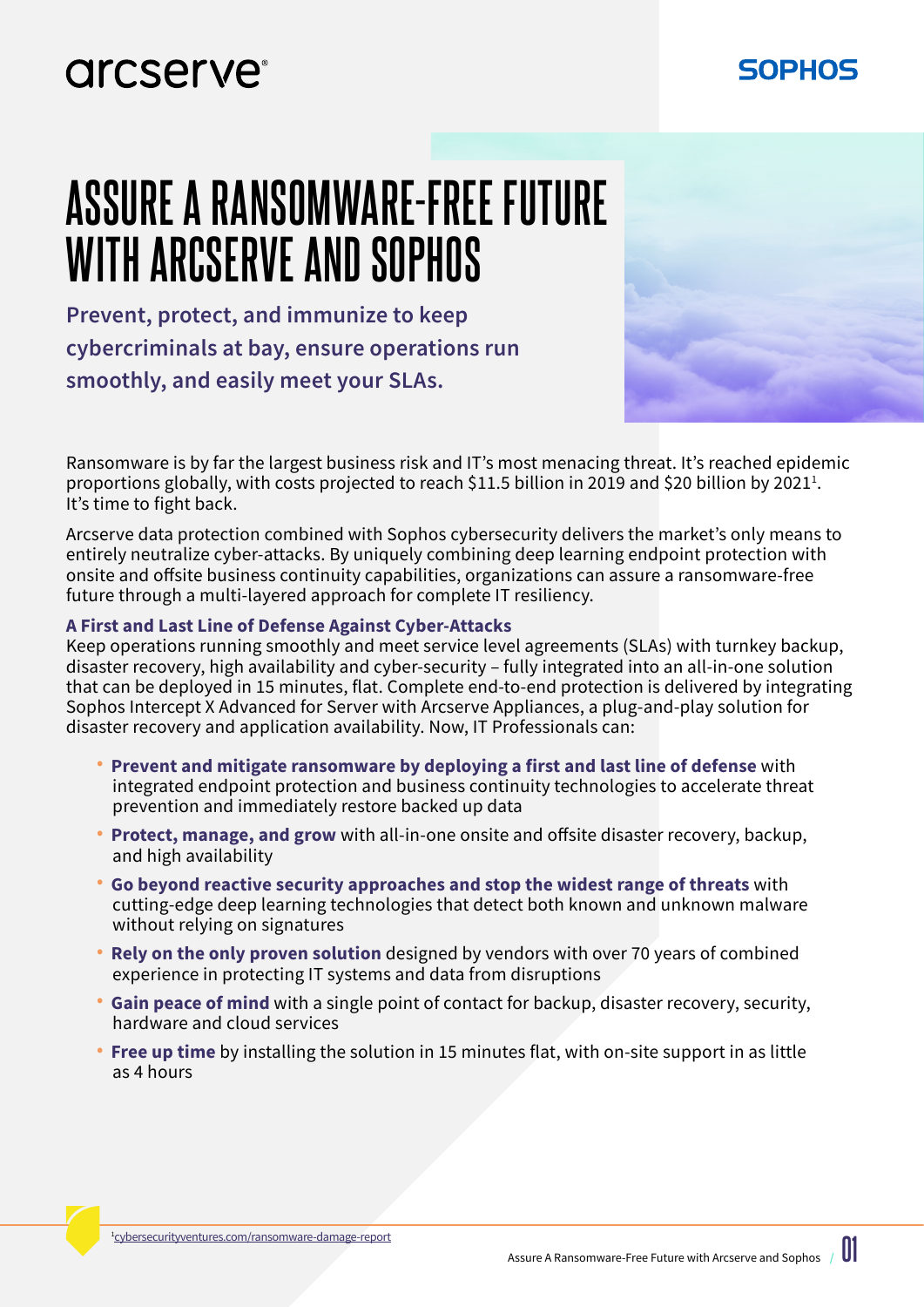arcserve®

SOPHOS

# ASSURE A RANSOMWARE-FREE FUTURE WITH ARCSERVE AND SOPHOS

**Prevent, protect, and immunize to keep cybercriminals at bay, ensure operations run smoothly, and easily meet your SLAs.**

Ransomware is by far the largest business risk and IT's most menacing threat. It's reached epidemic proportions globally, with costs projected to reach $11.5 billion in 2019 and $20 billion by 2021[1]. It's time to fight back.

Arcserve data protection combined with Sophos cybersecurity delivers the market's only means to entirely neutralize cyber-attacks. By uniquely combining deep learning endpoint protection with onsite and offsite business continuity capabilities, organizations can assure a ransomware-free future through a multi-layered approach for complete IT resiliency.

### A First and Last Line of Defense Against Cyber-Attacks

Keep operations running smoothly and meet service level agreements (SLAs) with turnkey backup, disaster recovery, high availability and cyber-security – fully integrated into an all-in-one solution that can be deployed in 15 minutes, flat. Complete end-to-end protection is delivered by integrating Sophos Intercept X Advanced for Server with Arcserve Appliances, a plug-and-play solution for disaster recovery and application availability. Now, IT Professionals can:

- **Prevent and mitigate ransomware by deploying a first and last line of defense** with integrated endpoint protection and business continuity technologies to accelerate threat prevention and immediately restore backed up data
- **Protect, manage, and grow** with all-in-one onsite and offsite disaster recovery, backup, and high availability
- **Go beyond reactive security approaches and stop the widest range of threats** with cutting-edge deep learning technologies that detect both known and unknown malware without relying on signatures
- **Rely on the only proven solution** designed by vendors with over 70 years of combined experience in protecting IT systems and data from disruptions
- **Gain peace of mind** with a single point of contact for backup, disaster recovery, security, hardware and cloud services
- **Free up time** by installing the solution in 15 minutes flat, with on-site support in as little as 4 hours

[1] cybersecurityventures.com/ransomware-damage-report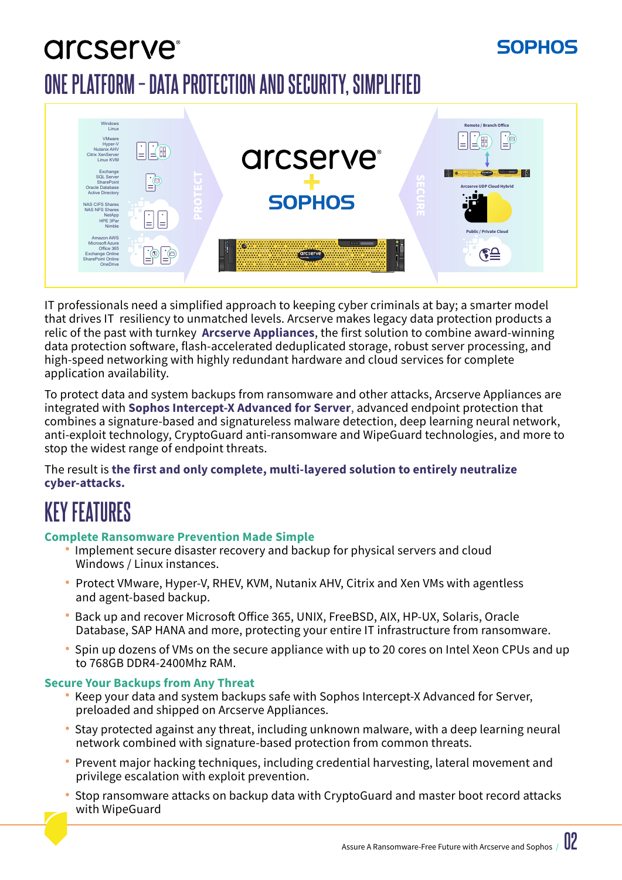# arcserve SOPHOS

## ONE PLATFORM – DATA PROTECTION AND SECURITY, SIMPLIFIED

IT professionals need a simplified approach to keeping cyber criminals at bay; a smarter model that drives IT resiliency to unmatched levels. Arcserve makes legacy data protection products a relic of the past with turnkey **Arcserve Appliances**, the first solution to combine award-winning data protection software, flash-accelerated deduplicated storage, robust server processing, and high-speed networking with highly redundant hardware and cloud services for complete application availability.

To protect data and system backups from ransomware and other attacks, Arcserve Appliances are integrated with **Sophos Intercept-X Advanced for Server**, advanced endpoint protection that combines a signature-based and signatureless malware detection, deep learning neural network, anti-exploit technology, CryptoGuard anti-ransomware and WipeGuard technologies, and more to stop the widest range of endpoint threats.

The result is **the first and only complete, multi-layered solution to entirely neutralize cyber-attacks.**

## KEY FEATURES

### Complete Ransomware Prevention Made Simple

- Implement secure disaster recovery and backup for physical servers and cloud Windows / Linux instances.
- Protect VMware, Hyper-V, RHEV, KVM, Nutanix AHV, Citrix and Xen VMs with agentless and agent-based backup.
- Back up and recover Microsoft Office 365, UNIX, FreeBSD, AIX, HP-UX, Solaris, Oracle Database, SAP HANA and more, protecting your entire IT infrastructure from ransomware.
- Spin up dozens of VMs on the secure appliance with up to 20 cores on Intel Xeon CPUs and up to 768GB DDR4-2400Mhz RAM.

### Secure Your Backups from Any Threat

- Keep your data and system backups safe with Sophos Intercept-X Advanced for Server, preloaded and shipped on Arcserve Appliances.
- Stay protected against any threat, including unknown malware, with a deep learning neural network combined with signature-based protection from common threats.
- Prevent major hacking techniques, including credential harvesting, lateral movement and privilege escalation with exploit prevention.
- Stop ransomware attacks on backup data with CryptoGuard and master boot record attacks with WipeGuard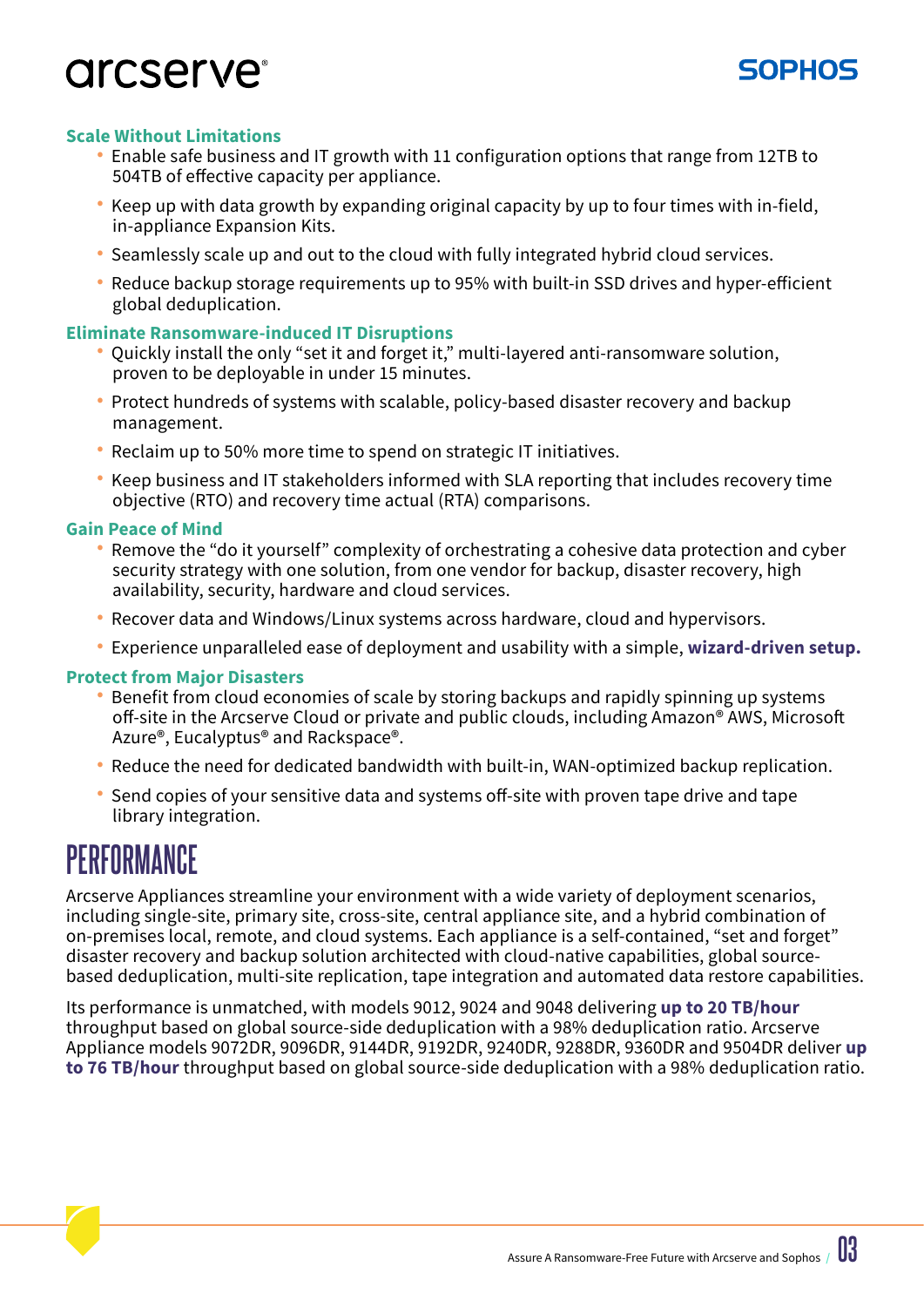### Scale Without Limitations

- Enable safe business and IT growth with 11 configuration options that range from 12TB to 504TB of effective capacity per appliance.
- Keep up with data growth by expanding original capacity by up to four times with in-field, in-appliance Expansion Kits.
- Seamlessly scale up and out to the cloud with fully integrated hybrid cloud services.
- Reduce backup storage requirements up to 95% with built-in SSD drives and hyper-efficient global deduplication.

### Eliminate Ransomware-induced IT Disruptions

- Quickly install the only "set it and forget it," multi-layered anti-ransomware solution, proven to be deployable in under 15 minutes.
- Protect hundreds of systems with scalable, policy-based disaster recovery and backup management.
- Reclaim up to 50% more time to spend on strategic IT initiatives.
- Keep business and IT stakeholders informed with SLA reporting that includes recovery time objective (RTO) and recovery time actual (RTA) comparisons.

### Gain Peace of Mind

- Remove the "do it yourself" complexity of orchestrating a cohesive data protection and cyber security strategy with one solution, from one vendor for backup, disaster recovery, high availability, security, hardware and cloud services.
- Recover data and Windows/Linux systems across hardware, cloud and hypervisors.
- Experience unparalleled ease of deployment and usability with a simple, **wizard-driven setup.**

### Protect from Major Disasters

- Benefit from cloud economies of scale by storing backups and rapidly spinning up systems off-site in the Arcserve Cloud or private and public clouds, including Amazon® AWS, Microsoft Azure®, Eucalyptus® and Rackspace®.
- Reduce the need for dedicated bandwidth with built-in, WAN-optimized backup replication.
- Send copies of your sensitive data and systems off-site with proven tape drive and tape library integration.

## PERFORMANCE

Arcserve Appliances streamline your environment with a wide variety of deployment scenarios, including single-site, primary site, cross-site, central appliance site, and a hybrid combination of on-premises local, remote, and cloud systems. Each appliance is a self-contained, "set and forget" disaster recovery and backup solution architected with cloud-native capabilities, global source-based deduplication, multi-site replication, tape integration and automated data restore capabilities.

Its performance is unmatched, with models 9012, 9024 and 9048 delivering **up to 20 TB/hour** throughput based on global source-side deduplication with a 98% deduplication ratio. Arcserve Appliance models 9072DR, 9096DR, 9144DR, 9192DR, 9240DR, 9288DR, 9360DR and 9504DR deliver **up to 76 TB/hour** throughput based on global source-side deduplication with a 98% deduplication ratio.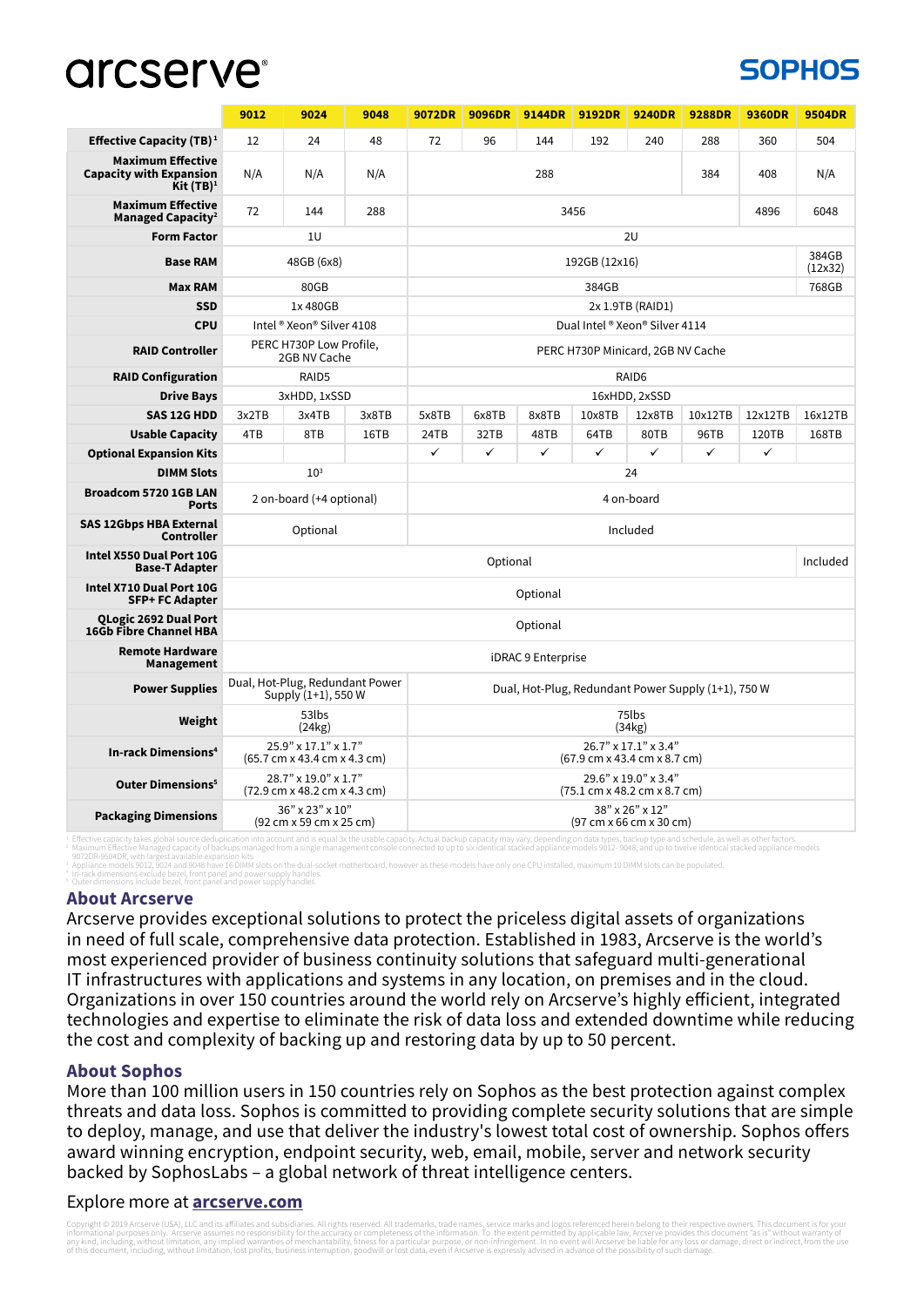arcserve®

SOPHOS

| | 9012 | 9024 | 9048 | 9072DR | 9096DR | 9144DR | 9192DR | 9240DR | 9288DR | 9360DR | 9504DR |
|---|---|---|---|---|---|---|---|---|---|---|---|
| **Effective Capacity (TB)**[1] | 12 | 24 | 48 | 72 | 96 | 144 | 192 | 240 | 288 | 360 | 504 |
| **Maximum Effective Capacity with Expansion Kit (TB)**[1] | N/A | N/A | N/A | 288 | | | | | 384 | 408 | N/A |
| **Maximum Effective Managed Capacity**[2] | 72 | 144 | 288 | 3456 | | | | | | 4896 | 6048 |
| **Form Factor** | 1U | | | 2U | | | | | | | |
| **Base RAM** | 48GB (6x8) | | | 192GB (12x16) | | | | | | | 384GB (12x32) |
| **Max RAM** | 80GB | | | 384GB | | | | | | | 768GB |
| **SSD** | 1x 480GB | | | 2x 1.9TB (RAID1) | | | | | | | |
| **CPU** | Intel® Xeon® Silver 4108 | | | Dual Intel® Xeon® Silver 4114 | | | | | | | |
| **RAID Controller** | PERC H730P Low Profile, 2GB NV Cache | | | PERC H730P Minicard, 2GB NV Cache | | | | | | | |
| **RAID Configuration** | RAID5 | | | RAID6 | | | | | | | |
| **Drive Bays** | 3xHDD, 1xSSD | | | 16xHDD, 2xSSD | | | | | | | |
| **SAS 12G HDD** | 3x2TB | 3x4TB | 3x8TB | 5x8TB | 6x8TB | 8x8TB | 10x8TB | 12x8TB | 10x12TB | 12x12TB | 16x12TB |
| **Usable Capacity** | 4TB | 8TB | 16TB | 24TB | 32TB | 48TB | 64TB | 80TB | 96TB | 120TB | 168TB |
| **Optional Expansion Kits** | | | | ✓ | ✓ | ✓ | ✓ | ✓ | ✓ | ✓ | |
| **DIMM Slots** | 10[3] | | | 24 | | | | | | | |
| **Broadcom 5720 1GB LAN Ports** | 2 on-board (+4 optional) | | | 4 on-board | | | | | | | |
| **SAS 12Gbps HBA External Controller** | Optional | | | Included | | | | | | | |
| **Intel X550 Dual Port 10G Base-T Adapter** | Optional | | | | | | | | | | Included |
| **Intel X710 Dual Port 10G SFP+ FC Adapter** | Optional | | | | | | | | | | |
| **QLogic 2692 Dual Port 16Gb Fibre Channel HBA** | Optional | | | | | | | | | | |
| **Remote Hardware Management** | iDRAC 9 Enterprise | | | | | | | | | | |
| **Power Supplies** | Dual, Hot-Plug, Redundant Power Supply (1+1), 550 W | | | Dual, Hot-Plug, Redundant Power Supply (1+1), 750 W | | | | | | | |
| **Weight** | 53lbs (24kg) | | | 75lbs (34kg) | | | | | | | |
| **In-rack Dimensions**[4] | 25.9" x 17.1" x 1.7" (65.7 cm x 43.4 cm x 4.3 cm) | | | 26.7" x 17.1" x 3.4" (67.9 cm x 43.4 cm x 8.7 cm) | | | | | | | |
| **Outer Dimensions**[5] | 28.7" x 19.0" x 1.7" (72.9 cm x 48.2 cm x 4.3 cm) | | | 29.6" x 19.0" x 3.4" (75.1 cm x 48.2 cm x 8.7 cm) | | | | | | | |
| **Packaging Dimensions** | 36" x 23" x 10" (92 cm x 59 cm x 25 cm) | | | 38" x 26" x 12" (97 cm x 66 cm x 30 cm) | | | | | | | |

[1] Effective capacity takes global source deduplication into account and is equal 3x the usable capacity. Actual backup capacity may vary, depending on data types, backup type and schedule, as well as other factors.
[2] Maximum Effective Managed capacity of backups managed from a single management console connected to up to six identical stacked appliance models 9012- 9048, and up to twelve identical stacked appliance models 9072DR-9504DR, with largest available expansion kits
[3] Appliance models 9012, 9024 and 9048 have 16 DIMM slots on the dual-socket motherboard, however as these models have only one CPU installed, maximum 10 DIMM slots can be populated.
[4] In-rack dimensions exclude bezel, front panel and power supply handles.
[5] Outer dimensions include bezel, front panel and power supply handles.

## About Arcserve

Arcserve provides exceptional solutions to protect the priceless digital assets of organizations in need of full scale, comprehensive data protection. Established in 1983, Arcserve is the world's most experienced provider of business continuity solutions that safeguard multi-generational IT infrastructures with applications and systems in any location, on premises and in the cloud. Organizations in over 150 countries around the world rely on Arcserve's highly efficient, integrated technologies and expertise to eliminate the risk of data loss and extended downtime while reducing the cost and complexity of backing up and restoring data by up to 50 percent.

## About Sophos

More than 100 million users in 150 countries rely on Sophos as the best protection against complex threats and data loss. Sophos is committed to providing complete security solutions that are simple to deploy, manage, and use that deliver the industry's lowest total cost of ownership. Sophos offers award winning encryption, endpoint security, web, email, mobile, server and network security backed by SophosLabs – a global network of threat intelligence centers.

Explore more at **arcserve.com**

Copyright © 2019 Arcserve (USA), LLC and its affiliates and subsidiaries. All rights reserved. All trademarks, trade names, service marks and logos referenced herein belong to their respective owners. This document is for your informational purposes only. Arcserve assumes no responsibility for the accuracy or completeness of the information. To the extent permitted by applicable law, Arcserve provides this document "as is" without warranty of any kind, including, without limitation, any implied warranties of merchantability, fitness for a particular purpose, or non-infringement. In no event will Arcserve be liable for any loss or damage, direct or indirect, from the use of this document, including, without limitation, lost profits, business interruption, goodwill or lost data, even if Arcserve is expressly advised in advance of the possibility of such damage.